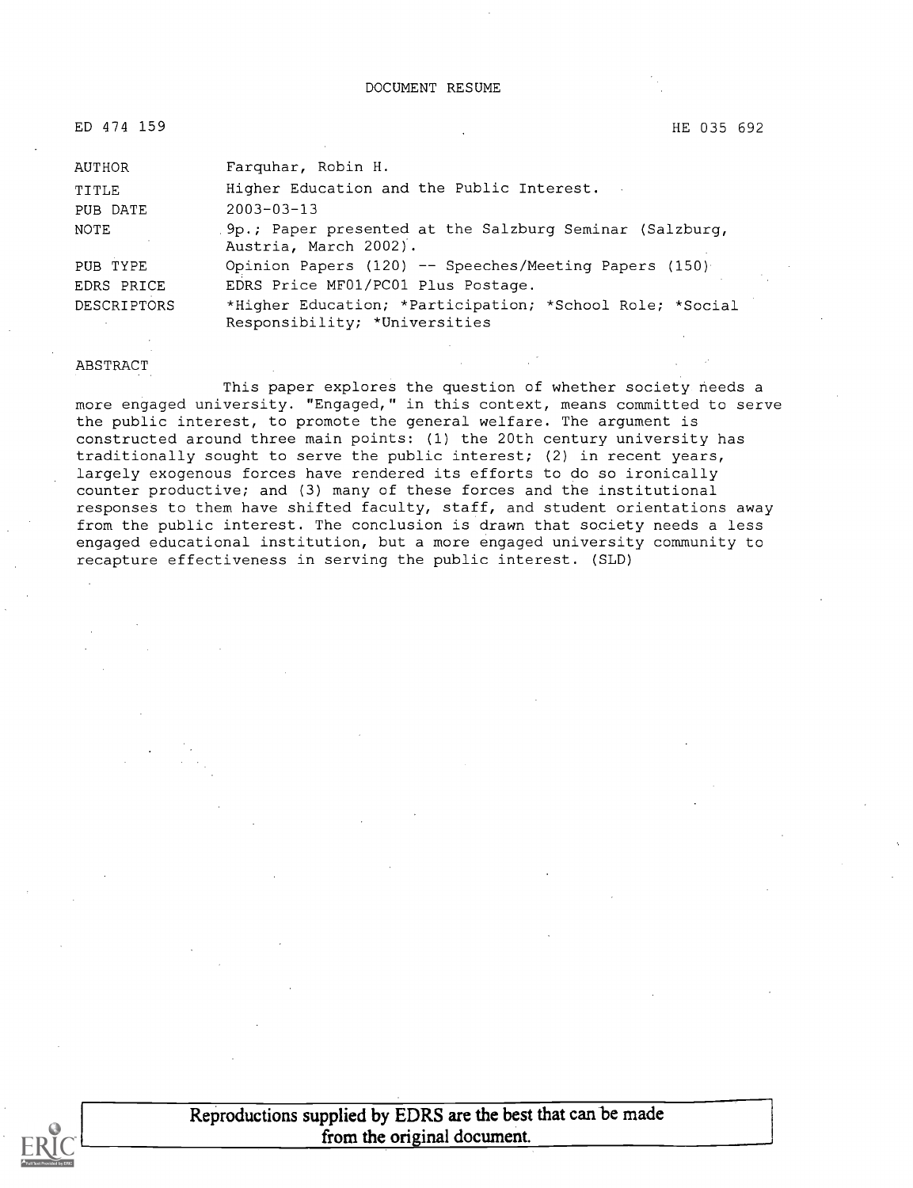DOCUMENT RESUME

ED 474 159 HE 035 692

| | |
|---|---|
| AUTHOR | Farquhar, Robin H. |
| TITLE | Higher Education and the Public Interest. |
| PUB DATE | 2003-03-13 |
| NOTE | 9p.; Paper presented at the Salzburg Seminar (Salzburg, Austria, March 2002). |
| PUB TYPE | Opinion Papers (120) -- Speeches/Meeting Papers (150) |
| EDRS PRICE | EDRS Price MF01/PC01 Plus Postage. |
| DESCRIPTORS | *Higher Education; *Participation; *School Role; *Social Responsibility; *Universities |

ABSTRACT

This paper explores the question of whether society needs a more engaged university. "Engaged," in this context, means committed to serve the public interest, to promote the general welfare. The argument is constructed around three main points: (1) the 20th century university has traditionally sought to serve the public interest; (2) in recent years, largely exogenous forces have rendered its efforts to do so ironically counter productive; and (3) many of these forces and the institutional responses to them have shifted faculty, staff, and student orientations away from the public interest. The conclusion is drawn that society needs a less engaged educational institution, but a more engaged university community to recapture effectiveness in serving the public interest. (SLD)

Reproductions supplied by EDRS are the best that can be made from the original document.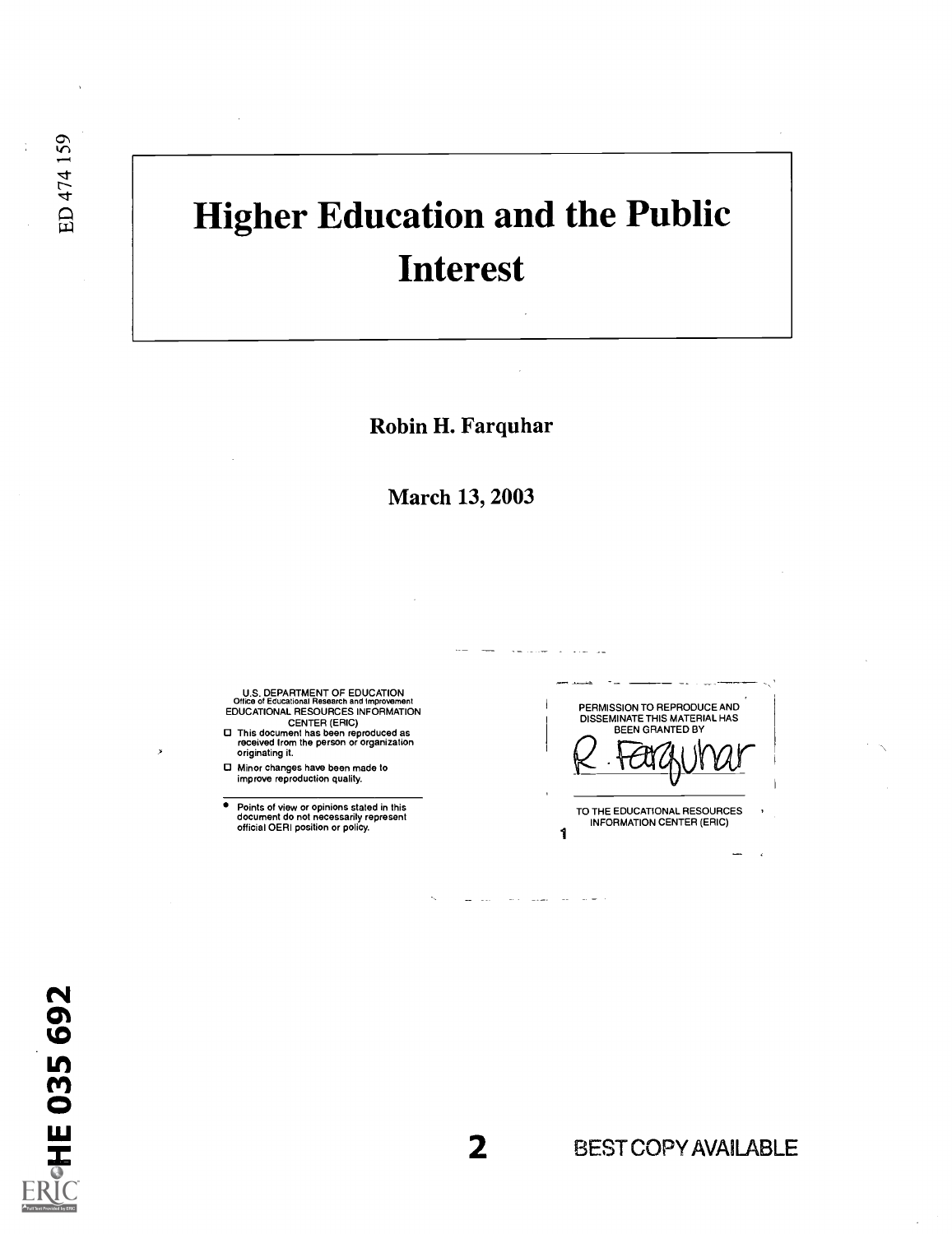# Higher Education and the Public Interest

**Robin H. Farquhar**

**March 13, 2003**

U.S. DEPARTMENT OF EDUCATION
Office of Educational Research and Improvement
EDUCATIONAL RESOURCES INFORMATION CENTER (ERIC)

- This document has been reproduced as received from the person or organization originating it.
- Minor changes have been made to improve reproduction quality.

- Points of view or opinions stated in this document do not necessarily represent official OERI position or policy.

PERMISSION TO REPRODUCE AND DISSEMINATE THIS MATERIAL HAS BEEN GRANTED BY

R. Farquhar

TO THE EDUCATIONAL RESOURCES INFORMATION CENTER (ERIC)

BEST COPY AVAILABLE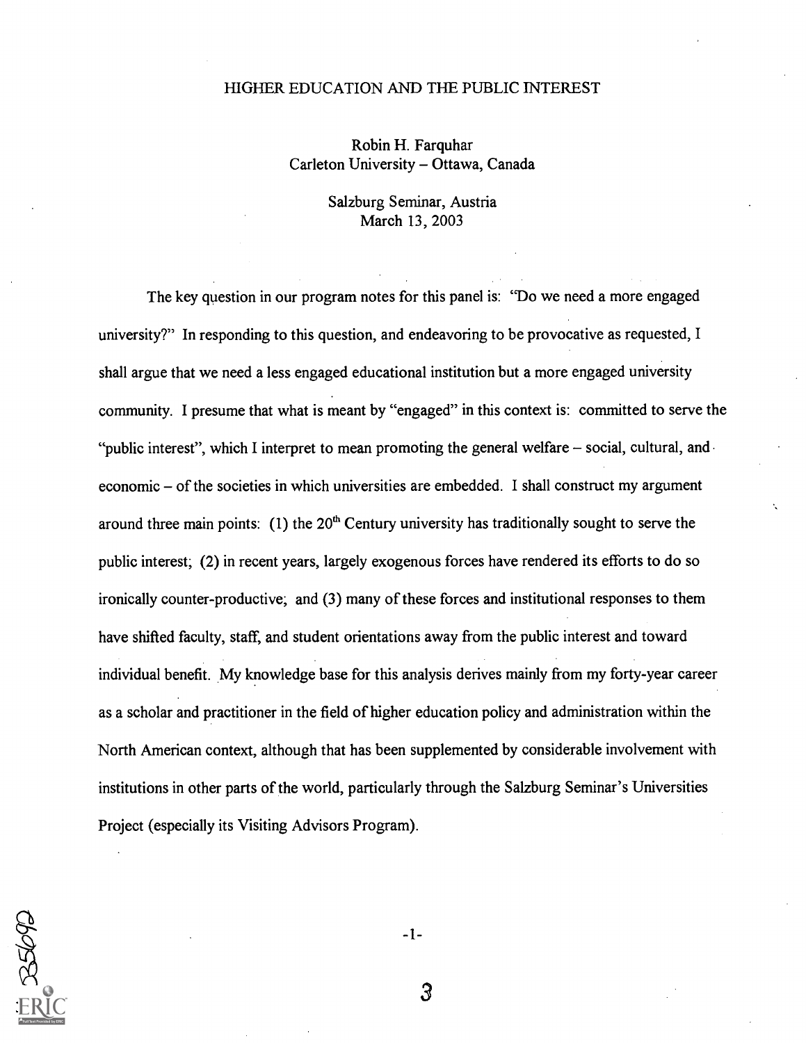# HIGHER EDUCATION AND THE PUBLIC INTEREST

Robin H. Farquhar
Carleton University – Ottawa, Canada

Salzburg Seminar, Austria
March 13, 2003

The key question in our program notes for this panel is: "Do we need a more engaged university?" In responding to this question, and endeavoring to be provocative as requested, I shall argue that we need a less engaged educational institution but a more engaged university community. I presume that what is meant by "engaged" in this context is: committed to serve the "public interest", which I interpret to mean promoting the general welfare – social, cultural, and economic – of the societies in which universities are embedded. I shall construct my argument around three main points: (1) the 20th Century university has traditionally sought to serve the public interest; (2) in recent years, largely exogenous forces have rendered its efforts to do so ironically counter-productive; and (3) many of these forces and institutional responses to them have shifted faculty, staff, and student orientations away from the public interest and toward individual benefit. My knowledge base for this analysis derives mainly from my forty-year career as a scholar and practitioner in the field of higher education policy and administration within the North American context, although that has been supplemented by considerable involvement with institutions in other parts of the world, particularly through the Salzburg Seminar's Universities Project (especially its Visiting Advisors Program).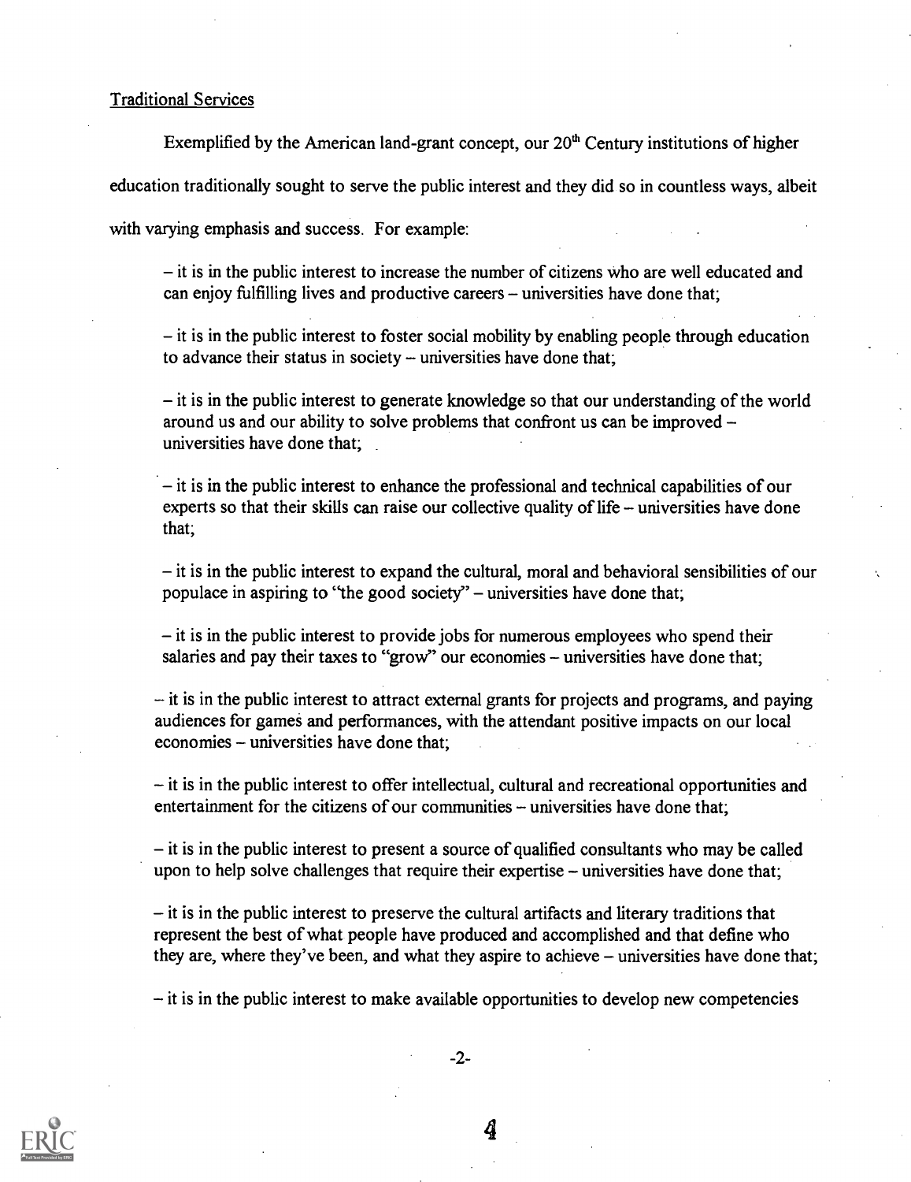Traditional Services

Exemplified by the American land-grant concept, our 20th Century institutions of higher education traditionally sought to serve the public interest and they did so in countless ways, albeit with varying emphasis and success. For example:

– it is in the public interest to increase the number of citizens who are well educated and can enjoy fulfilling lives and productive careers – universities have done that;

– it is in the public interest to foster social mobility by enabling people through education to advance their status in society – universities have done that;

– it is in the public interest to generate knowledge so that our understanding of the world around us and our ability to solve problems that confront us can be improved – universities have done that;

– it is in the public interest to enhance the professional and technical capabilities of our experts so that their skills can raise our collective quality of life – universities have done that;

– it is in the public interest to expand the cultural, moral and behavioral sensibilities of our populace in aspiring to "the good society" – universities have done that;

– it is in the public interest to provide jobs for numerous employees who spend their salaries and pay their taxes to "grow" our economies – universities have done that;

– it is in the public interest to attract external grants for projects and programs, and paying audiences for games and performances, with the attendant positive impacts on our local economies – universities have done that;

– it is in the public interest to offer intellectual, cultural and recreational opportunities and entertainment for the citizens of our communities – universities have done that;

– it is in the public interest to present a source of qualified consultants who may be called upon to help solve challenges that require their expertise – universities have done that;

– it is in the public interest to preserve the cultural artifacts and literary traditions that represent the best of what people have produced and accomplished and that define who they are, where they've been, and what they aspire to achieve – universities have done that;

– it is in the public interest to make available opportunities to develop new competencies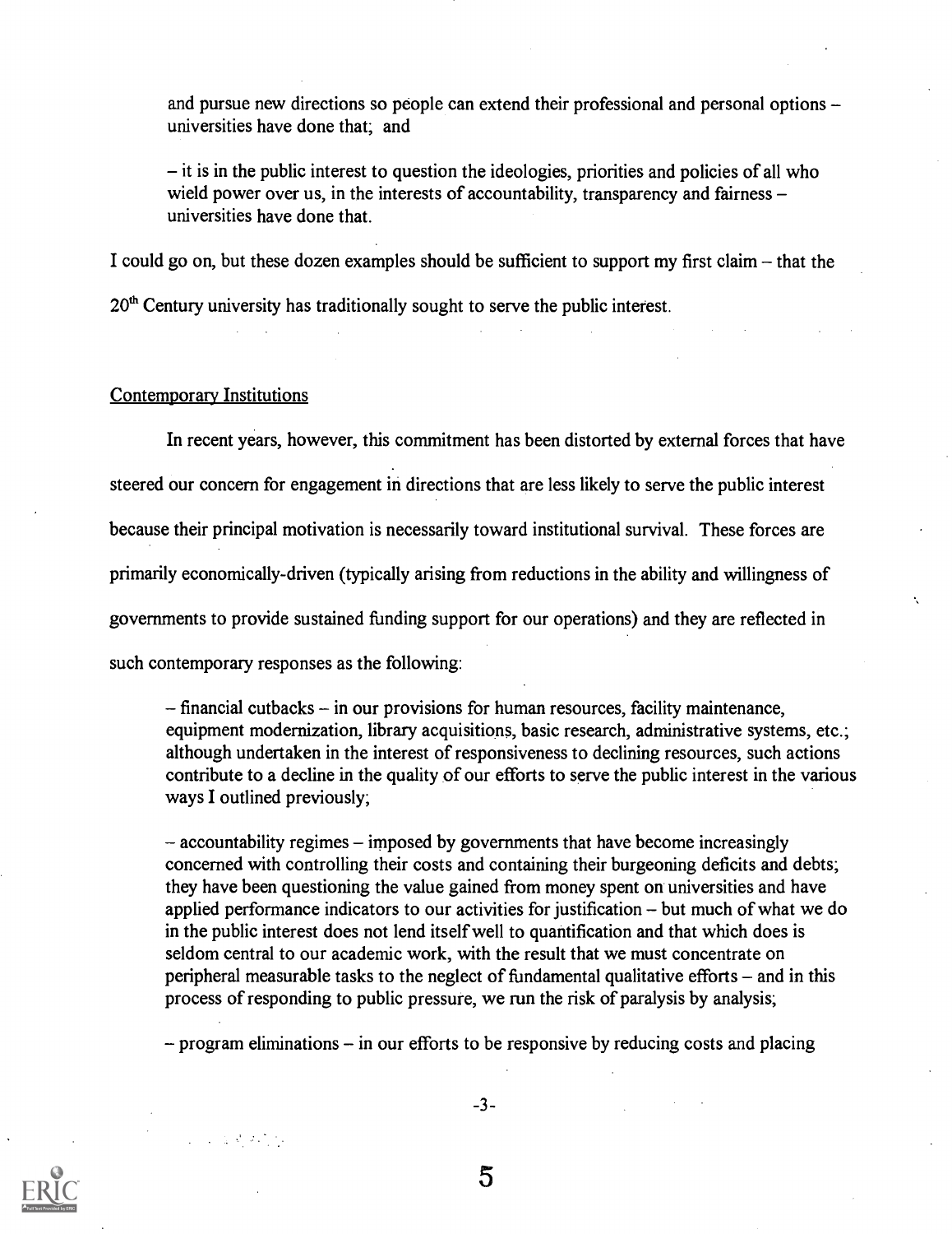and pursue new directions so people can extend their professional and personal options – universities have done that; and

– it is in the public interest to question the ideologies, priorities and policies of all who wield power over us, in the interests of accountability, transparency and fairness – universities have done that.

I could go on, but these dozen examples should be sufficient to support my first claim – that the 20th Century university has traditionally sought to serve the public interest.

## Contemporary Institutions

In recent years, however, this commitment has been distorted by external forces that have steered our concern for engagement in directions that are less likely to serve the public interest because their principal motivation is necessarily toward institutional survival. These forces are primarily economically-driven (typically arising from reductions in the ability and willingness of governments to provide sustained funding support for our operations) and they are reflected in such contemporary responses as the following:

– financial cutbacks – in our provisions for human resources, facility maintenance, equipment modernization, library acquisitions, basic research, administrative systems, etc.; although undertaken in the interest of responsiveness to declining resources, such actions contribute to a decline in the quality of our efforts to serve the public interest in the various ways I outlined previously;

– accountability regimes – imposed by governments that have become increasingly concerned with controlling their costs and containing their burgeoning deficits and debts; they have been questioning the value gained from money spent on universities and have applied performance indicators to our activities for justification – but much of what we do in the public interest does not lend itself well to quantification and that which does is seldom central to our academic work, with the result that we must concentrate on peripheral measurable tasks to the neglect of fundamental qualitative efforts – and in this process of responding to public pressure, we run the risk of paralysis by analysis;

– program eliminations – in our efforts to be responsive by reducing costs and placing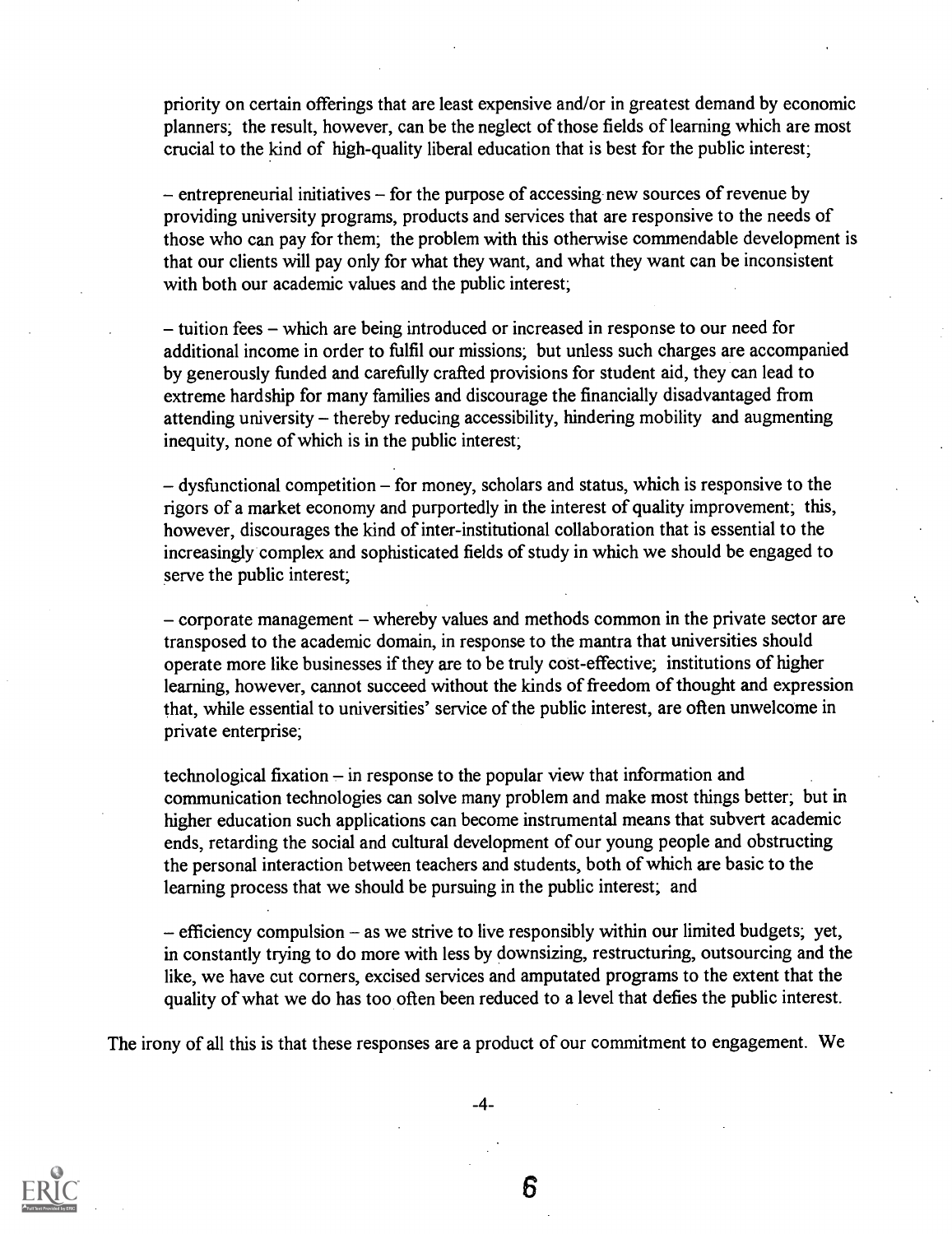priority on certain offerings that are least expensive and/or in greatest demand by economic planners; the result, however, can be the neglect of those fields of learning which are most crucial to the kind of high-quality liberal education that is best for the public interest;

– entrepreneurial initiatives – for the purpose of accessing new sources of revenue by providing university programs, products and services that are responsive to the needs of those who can pay for them; the problem with this otherwise commendable development is that our clients will pay only for what they want, and what they want can be inconsistent with both our academic values and the public interest;

– tuition fees – which are being introduced or increased in response to our need for additional income in order to fulfil our missions; but unless such charges are accompanied by generously funded and carefully crafted provisions for student aid, they can lead to extreme hardship for many families and discourage the financially disadvantaged from attending university – thereby reducing accessibility, hindering mobility and augmenting inequity, none of which is in the public interest;

– dysfunctional competition – for money, scholars and status, which is responsive to the rigors of a market economy and purportedly in the interest of quality improvement; this, however, discourages the kind of inter-institutional collaboration that is essential to the increasingly complex and sophisticated fields of study in which we should be engaged to serve the public interest;

– corporate management – whereby values and methods common in the private sector are transposed to the academic domain, in response to the mantra that universities should operate more like businesses if they are to be truly cost-effective; institutions of higher learning, however, cannot succeed without the kinds of freedom of thought and expression that, while essential to universities' service of the public interest, are often unwelcome in private enterprise;

technological fixation – in response to the popular view that information and communication technologies can solve many problem and make most things better; but in higher education such applications can become instrumental means that subvert academic ends, retarding the social and cultural development of our young people and obstructing the personal interaction between teachers and students, both of which are basic to the learning process that we should be pursuing in the public interest; and

– efficiency compulsion – as we strive to live responsibly within our limited budgets; yet, in constantly trying to do more with less by downsizing, restructuring, outsourcing and the like, we have cut corners, excised services and amputated programs to the extent that the quality of what we do has too often been reduced to a level that defies the public interest.

The irony of all this is that these responses are a product of our commitment to engagement. We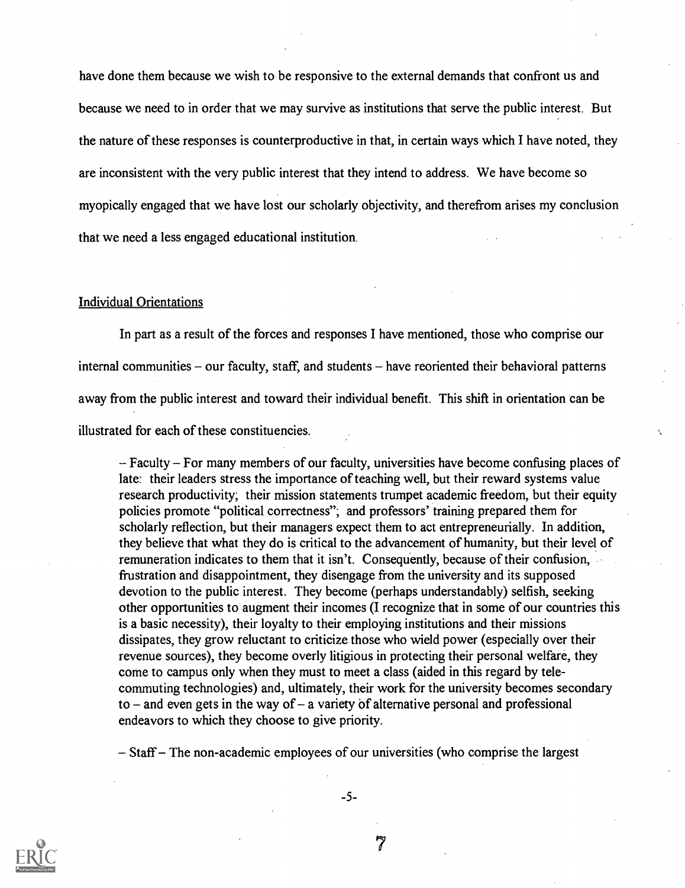have done them because we wish to be responsive to the external demands that confront us and because we need to in order that we may survive as institutions that serve the public interest. But the nature of these responses is counterproductive in that, in certain ways which I have noted, they are inconsistent with the very public interest that they intend to address. We have become so myopically engaged that we have lost our scholarly objectivity, and therefrom arises my conclusion that we need a less engaged educational institution.

## Individual Orientations

In part as a result of the forces and responses I have mentioned, those who comprise our internal communities – our faculty, staff, and students – have reoriented their behavioral patterns away from the public interest and toward their individual benefit. This shift in orientation can be illustrated for each of these constituencies.

> – Faculty – For many members of our faculty, universities have become confusing places of late: their leaders stress the importance of teaching well, but their reward systems value research productivity; their mission statements trumpet academic freedom, but their equity policies promote "political correctness"; and professors' training prepared them for scholarly reflection, but their managers expect them to act entrepreneurially. In addition, they believe that what they do is critical to the advancement of humanity, but their level of remuneration indicates to them that it isn't. Consequently, because of their confusion, frustration and disappointment, they disengage from the university and its supposed devotion to the public interest. They become (perhaps understandably) selfish, seeking other opportunities to augment their incomes (I recognize that in some of our countries this is a basic necessity), their loyalty to their employing institutions and their missions dissipates, they grow reluctant to criticize those who wield power (especially over their revenue sources), they become overly litigious in protecting their personal welfare, they come to campus only when they must to meet a class (aided in this regard by tele-commuting technologies) and, ultimately, their work for the university becomes secondary to – and even gets in the way of – a variety of alternative personal and professional endeavors to which they choose to give priority.

> – Staff – The non-academic employees of our universities (who comprise the largest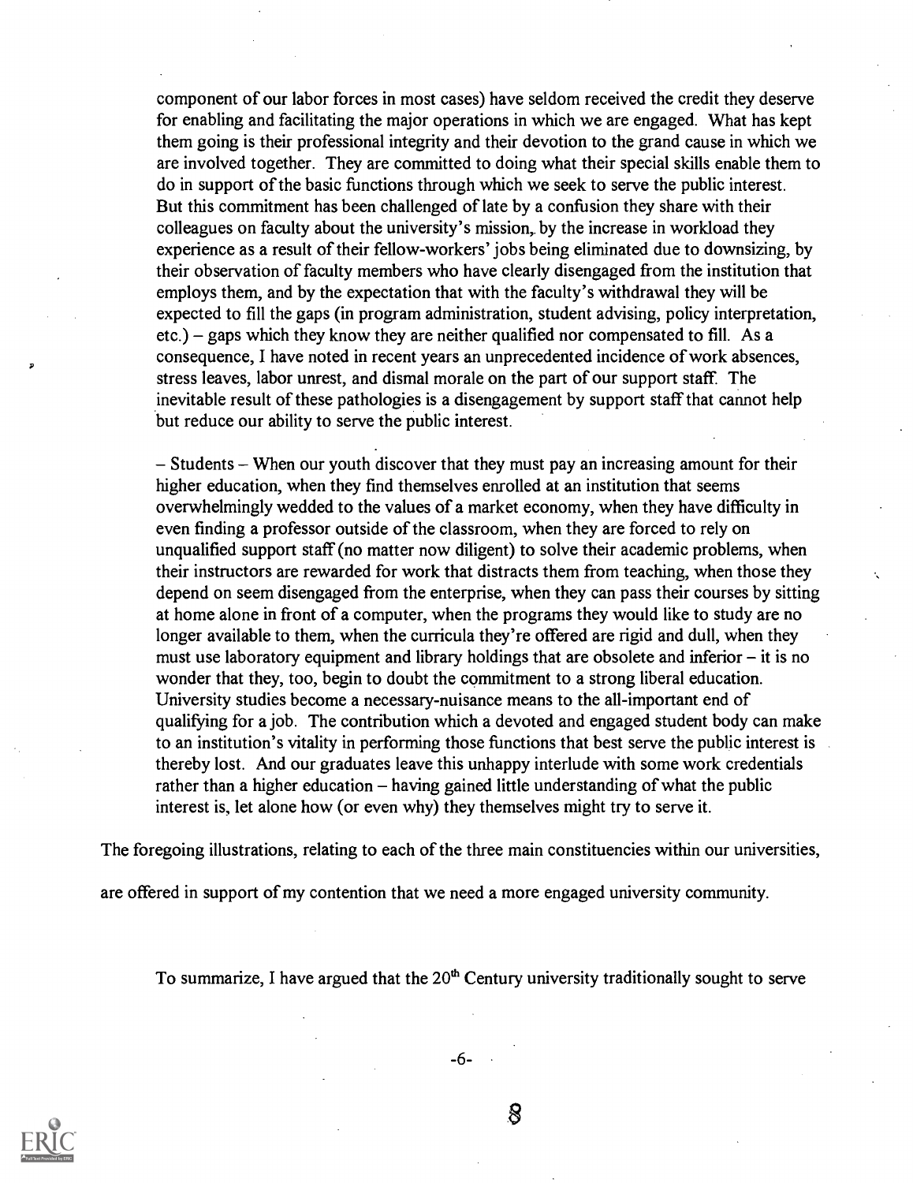component of our labor forces in most cases) have seldom received the credit they deserve for enabling and facilitating the major operations in which we are engaged. What has kept them going is their professional integrity and their devotion to the grand cause in which we are involved together. They are committed to doing what their special skills enable them to do in support of the basic functions through which we seek to serve the public interest. But this commitment has been challenged of late by a confusion they share with their colleagues on faculty about the university's mission, by the increase in workload they experience as a result of their fellow-workers' jobs being eliminated due to downsizing, by their observation of faculty members who have clearly disengaged from the institution that employs them, and by the expectation that with the faculty's withdrawal they will be expected to fill the gaps (in program administration, student advising, policy interpretation, etc.) – gaps which they know they are neither qualified nor compensated to fill. As a consequence, I have noted in recent years an unprecedented incidence of work absences, stress leaves, labor unrest, and dismal morale on the part of our support staff. The inevitable result of these pathologies is a disengagement by support staff that cannot help but reduce our ability to serve the public interest.

– Students – When our youth discover that they must pay an increasing amount for their higher education, when they find themselves enrolled at an institution that seems overwhelmingly wedded to the values of a market economy, when they have difficulty in even finding a professor outside of the classroom, when they are forced to rely on unqualified support staff (no matter now diligent) to solve their academic problems, when their instructors are rewarded for work that distracts them from teaching, when those they depend on seem disengaged from the enterprise, when they can pass their courses by sitting at home alone in front of a computer, when the programs they would like to study are no longer available to them, when the curricula they're offered are rigid and dull, when they must use laboratory equipment and library holdings that are obsolete and inferior – it is no wonder that they, too, begin to doubt the commitment to a strong liberal education. University studies become a necessary-nuisance means to the all-important end of qualifying for a job. The contribution which a devoted and engaged student body can make to an institution's vitality in performing those functions that best serve the public interest is thereby lost. And our graduates leave this unhappy interlude with some work credentials rather than a higher education – having gained little understanding of what the public interest is, let alone how (or even why) they themselves might try to serve it.

The foregoing illustrations, relating to each of the three main constituencies within our universities, are offered in support of my contention that we need a more engaged university community.

To summarize, I have argued that the 20th Century university traditionally sought to serve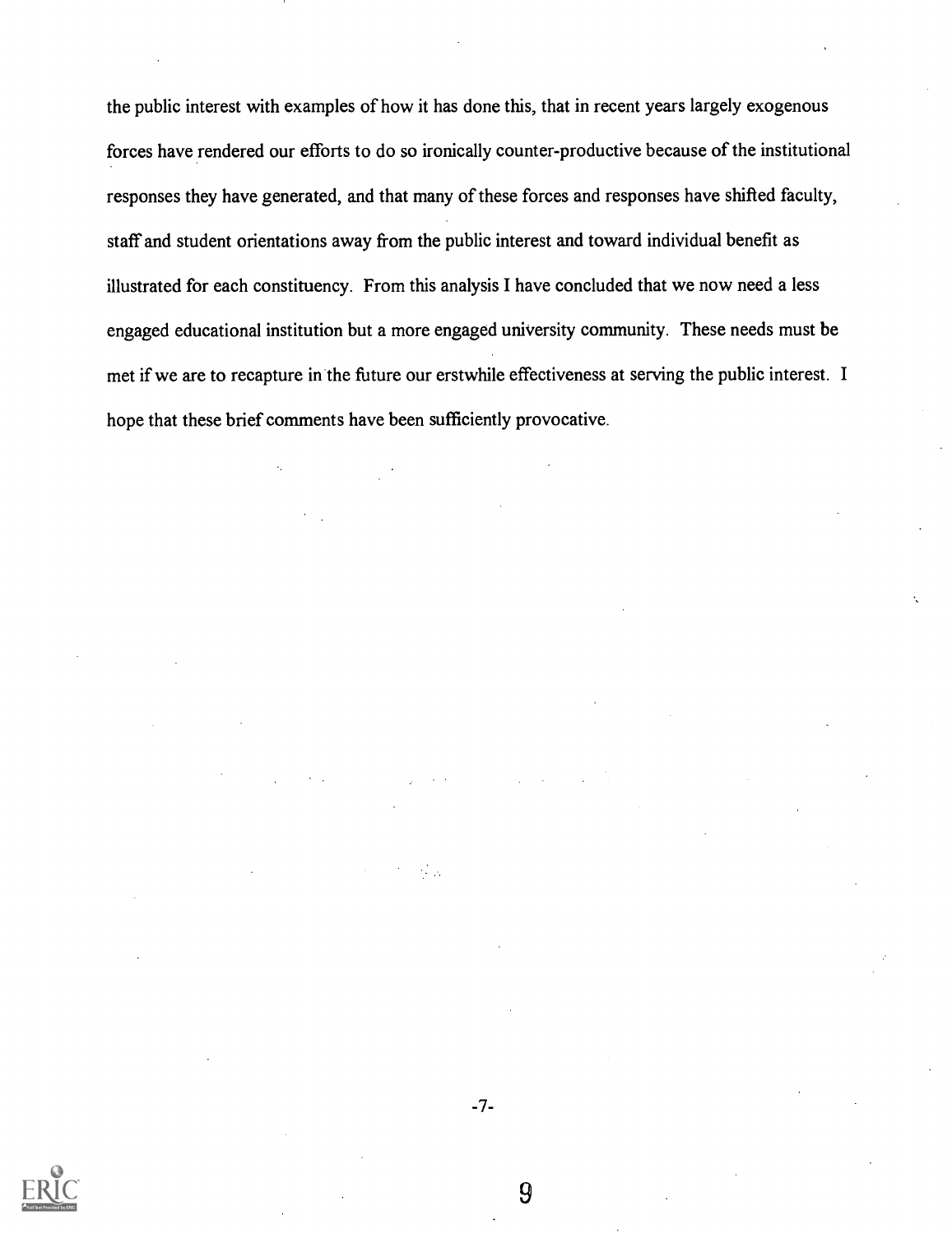the public interest with examples of how it has done this, that in recent years largely exogenous forces have rendered our efforts to do so ironically counter-productive because of the institutional responses they have generated, and that many of these forces and responses have shifted faculty, staff and student orientations away from the public interest and toward individual benefit as illustrated for each constituency. From this analysis I have concluded that we now need a less engaged educational institution but a more engaged university community. These needs must be met if we are to recapture in the future our erstwhile effectiveness at serving the public interest. I hope that these brief comments have been sufficiently provocative.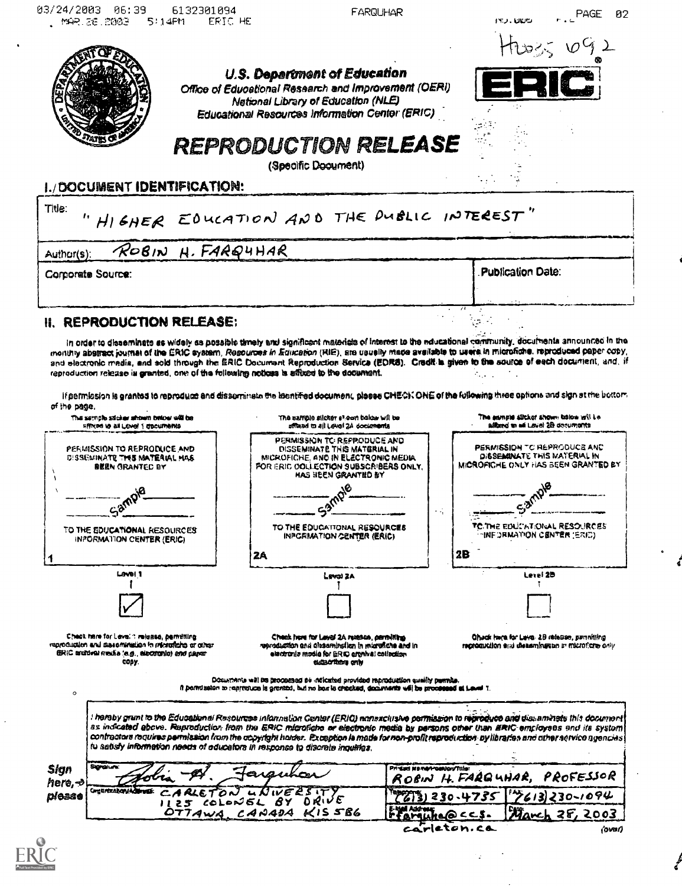HE035 692

U.S. Department of Education
Office of Educational Research and Improvement (OERI)
National Library of Education (NLE)
Educational Resources Information Center (ERIC)

ERIC

# REPRODUCTION RELEASE

(Specific Document)

## I. DOCUMENT IDENTIFICATION:

| | |
|---|---|
| Title: "HIGHER EDUCATION AND THE PUBLIC INTEREST" | |
| Author(s): ROBIN H. FARQUHAR | |
| Corporate Source: | Publication Date: |

## II. REPRODUCTION RELEASE:

In order to disseminate as widely as possible timely and significant materials of interest to the educational community, documents announced in the monthly abstract journal of the ERIC system, *Resources in Education* (RIE), are usually made available to users in microfiche, reproduced paper copy, and electronic media, and sold through the ERIC Document Reproduction Service (EDRS). Credit is given to the source of each document, and, if reproduction release is granted, one of the following notices is affixed to the document.

If permission is granted to reproduce and disseminate the identified document, please CHECK ONE of the following three options and sign at the bottom of the page.

| The sample sticker shown below will be affixed to all Level 1 documents | The sample sticker shown below will be affixed to all Level 2A documents | The sample sticker shown below will be affixed to all Level 2B documents |
|---|---|---|
| PERMISSION TO REPRODUCE AND DISSEMINATE THIS MATERIAL HAS BEEN GRANTED BY Sample TO THE EDUCATIONAL RESOURCES INFORMATION CENTER (ERIC) | PERMISSION TO REPRODUCE AND DISSEMINATE THIS MATERIAL IN MICROFICHE, AND IN ELECTRONIC MEDIA FOR ERIC COLLECTION SUBSCRIBERS ONLY, HAS BEEN GRANTED BY Sample TO THE EDUCATIONAL RESOURCES INFORMATION CENTER (ERIC) | PERMISSION TO REPRODUCE AND DISSEMINATE THIS MATERIAL IN MICROFICHE ONLY HAS BEEN GRANTED BY Sample TO THE EDUCATIONAL RESOURCES INFORMATION CENTER (ERIC) |
| 1 | 2A | 2B |
| Level 1 | Level 2A | Level 2B |
| ☑ | ☐ | ☐ |
| Check here for Level 1 release, permitting reproduction and dissemination in microfiche or other ERIC archival media (e.g., electronic) and paper copy. | Check here for Level 2A release, permitting reproduction and dissemination in microfiche and in electronic media for ERIC archival collection subscribers only | Check here for Level 2B release, permitting reproduction and dissemination in microfiche only |

Documents will be processed as indicated provided reproduction quality permits.
If permission to reproduce is granted, but no box is checked, documents will be processed at Level 1.

*I hereby grant to the Educational Resources Information Center (ERIC) nonexclusive permission to reproduce and disseminate this document as indicated above. Reproduction from the ERIC microfiche or electronic media by persons other than ERIC employees and its system contractors requires permission from the copyright holder. Exception is made for non-profit reproduction by libraries and other service agencies to satisfy information needs of educators in response to discrete inquiries.*

| Sign here, please | | |
|---|---|---|
| Signature: Robin H. Farquhar | Printed Name/Position/Title: ROBIN H. FARQUHAR, PROFESSOR | |
| Organization/Address: CARLETON UNIVERSITY 1125 COLONEL BY DRIVE OTTAWA, CANADA K1S 5B6 | Telephone: (613) 230-4735 | FAX: (613) 230-1094 |
| | E-Mail Address: rfarquha@ccs.carleton.ca | Date: March 28, 2003 |

(over)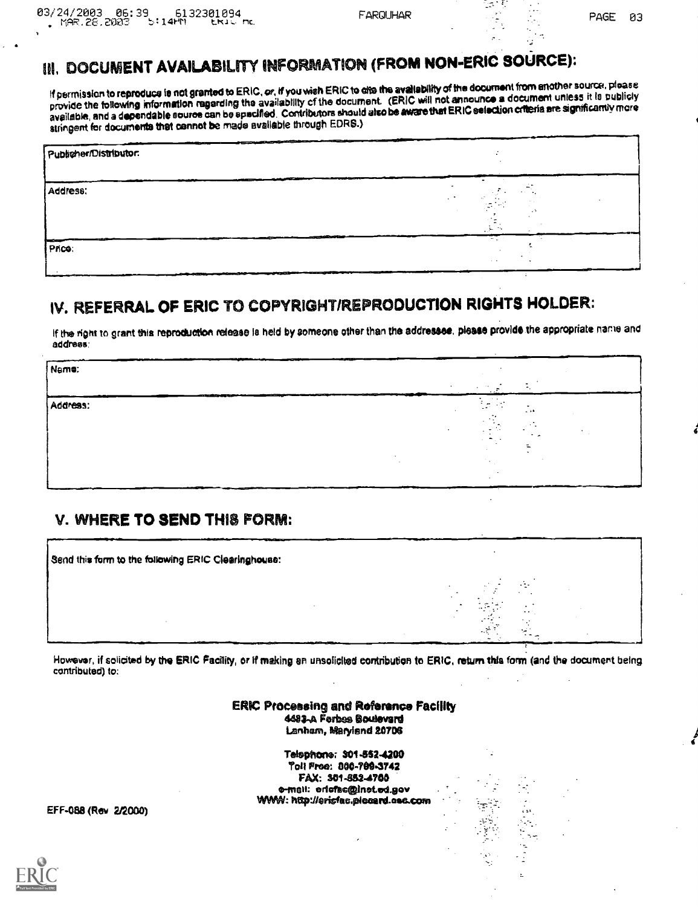# III. DOCUMENT AVAILABILITY INFORMATION (FROM NON-ERIC SOURCE):

If permission to reproduce is not granted to ERIC, *or*, if you wish ERIC to cite the availability of the document from another source, please provide the following information regarding the availability of the document. (ERIC will not announce a document unless it is publicly available, and a dependable source can be specified. Contributors should also be aware that ERIC selection criteria are significantly more stringent for documents that cannot be made available through EDRS.)

| |
|---|
| Publisher/Distributor: |
| Address: |
| Price: |

# IV. REFERRAL OF ERIC TO COPYRIGHT/REPRODUCTION RIGHTS HOLDER:

If the right to grant this reproduction release is held by someone other than the addressee, please provide the appropriate name and address:

| |
|---|
| Name: |
| Address: |

# V. WHERE TO SEND THIS FORM:

| |
|---|
| Send this form to the following ERIC Clearinghouse: |

However, if solicited by the ERIC Facility, or if making an unsolicited contribution to ERIC, return this form (and the document being contributed) to:

**ERIC Processing and Reference Facility**
**4483-A Forbes Boulevard**
**Lanham, Maryland 20706**

**Telephone: 301-552-4200**
**Toll Free: 800-799-3742**
**FAX: 301-552-4700**
**e-mail: ericfac@inet.ed.gov**
**WWW: http://ericfac.piccard.csc.com**

EFF-088 (Rev 2/2000)